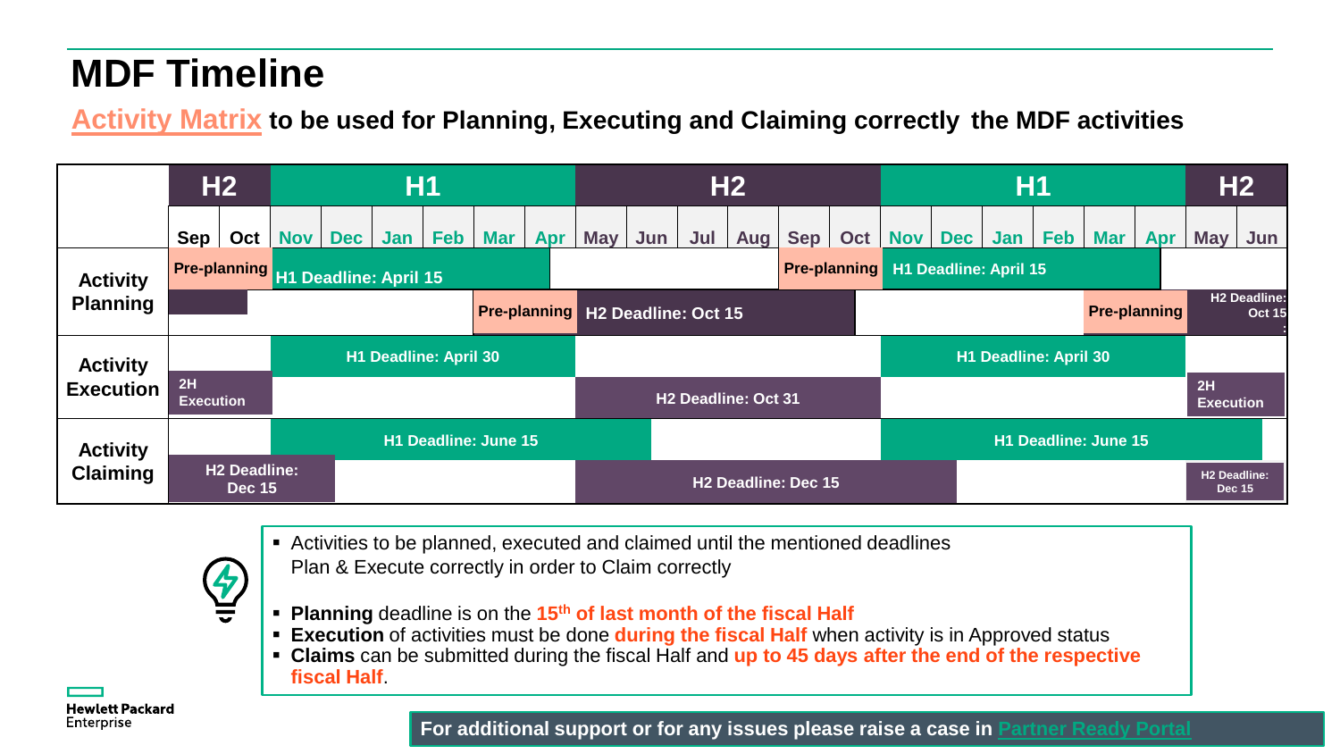# MDF Timeline

**Activity Matrix to be used for Planning, Executing and Claiming correctly the MDF activities**

| | H2 | | H1 | | | | | | H2 | | | | | | H1 | | | | | | H2 | |
|---|---|---|---|---|---|---|---|---|---|---|---|---|---|---|---|---|---|---|---|---|---|---|
| | Sep | Oct | Nov | Dec | Jan | Feb | Mar | Apr | May | Jun | Jul | Aug | Sep | Oct | Nov | Dec | Jan | Feb | Mar | Apr | May | Jun |
| **Activity Planning** | Pre-planning | | H1 Deadline: April 15 | | | | | | | | | | Pre-planning | | H1 Deadline: April 15 | | | | | | | |
| | | | | | | | Pre-planning | | H2 Deadline: Oct 15 | | | | | | | | | | Pre-planning | | H2 Deadline: Oct 15 | |
| **Activity Execution** | | | H1 Deadline: April 30 | | | | | | | | | | | | H1 Deadline: April 30 | | | | | | | |
| | 2H Execution | | | | | | | | H2 Deadline: Oct 31 | | | | | | | | | | | | 2H Execution | |
| **Activity Claiming** | | | H1 Deadline: June 15 | | | | | | | | | | | | H1 Deadline: June 15 | | | | | | | |
| | H2 Deadline: Dec 15 | | | | | | | | H2 Deadline: Dec 15 | | | | | | | | | | | | H2 Deadline: Dec 15 | |

- Activities to be planned, executed and claimed until the mentioned deadlines
  Plan & Execute correctly in order to Claim correctly
- **Planning** deadline is on the 15th of last month of the fiscal Half
- **Execution** of activities must be done during the fiscal Half when activity is in Approved status
- **Claims** can be submitted during the fiscal Half and up to 45 days after the end of the respective fiscal Half.

Hewlett Packard Enterprise

**For additional support or for any issues please raise a case in Partner Ready Portal**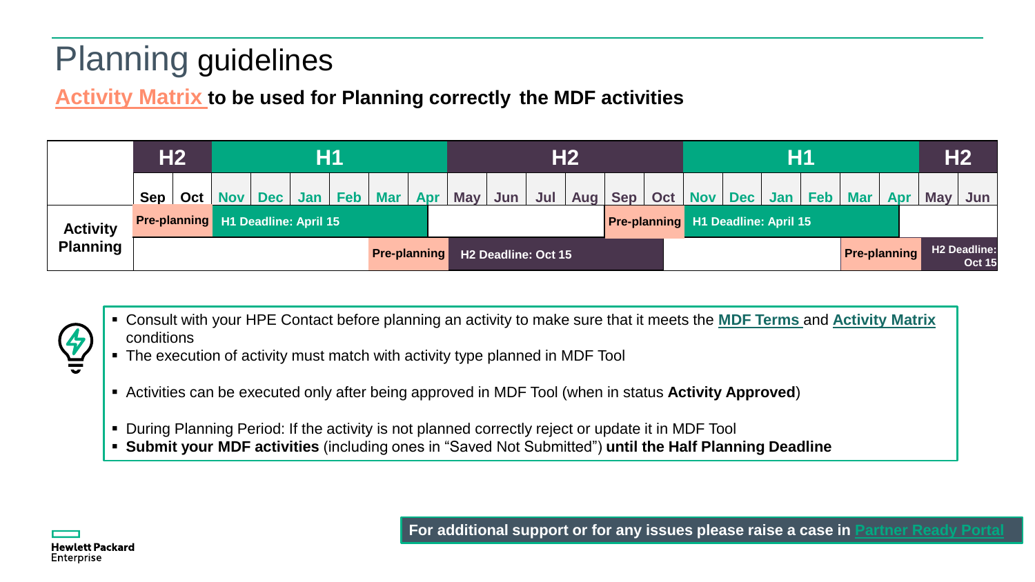# Planning guidelines

**Activity Matrix to be used for Planning correctly the MDF activities**

| | H2 | | H1 | | | | | | H2 | | | | | | H1 | | | | | | H2 | |
|---|---|---|---|---|---|---|---|---|---|---|---|---|---|---|---|---|---|---|---|---|---|---|
| | Sep | Oct | Nov | Dec | Jan | Feb | Mar | Apr | May | Jun | Jul | Aug | Sep | Oct | Nov | Dec | Jan | Feb | Mar | Apr | May | Jun |
| **Activity Planning** | Pre-planning | | H1 Deadline: April 15 | | | | | | | | | | Pre-planning | | H1 Deadline: April 15 | | | | | | | |
| | | | | | | | Pre-planning | | H2 Deadline: Oct 15 | | | | | | | | | | Pre-planning | | H2 Deadline: Oct 15 | |

- Consult with your HPE Contact before planning an activity to make sure that it meets the **MDF Terms** and **Activity Matrix** conditions
- The execution of activity must match with activity type planned in MDF Tool
- Activities can be executed only after being approved in MDF Tool (when in status **Activity Approved**)
- During Planning Period: If the activity is not planned correctly reject or update it in MDF Tool
- **Submit your MDF activities** (including ones in "Saved Not Submitted") **until the Half Planning Deadline**

**For additional support or for any issues please raise a case in Partner Ready Portal**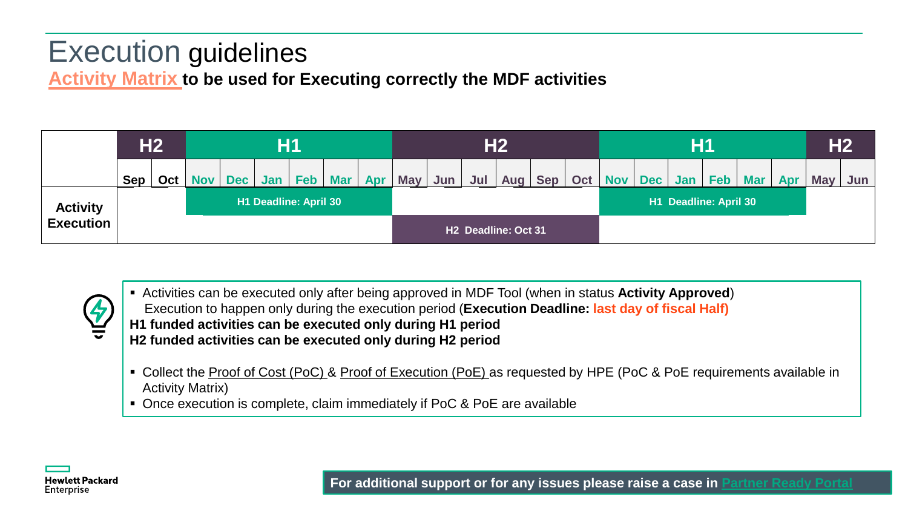# Execution guidelines

**Activity Matrix to be used for Executing correctly the MDF activities**

| | H2 | | H1 | | | | | | H2 | | | | | | H1 | | | | | | H2 | |
|---|---|---|---|---|---|---|---|---|---|---|---|---|---|---|---|---|---|---|---|---|---|---|
| | Sep | Oct | Nov | Dec | Jan | Feb | Mar | Apr | May | Jun | Jul | Aug | Sep | Oct | Nov | Dec | Jan | Feb | Mar | Apr | May | Jun |
| **Activity Execution** | | | H1 Deadline: April 30 | | | | | | H2 Deadline: Oct 31 | | | | | | H1 Deadline: April 30 | | | | | | | |

- Activities can be executed only after being approved in MDF Tool (when in status **Activity Approved**)
  Execution to happen only during the execution period (**Execution Deadline:** last day of fiscal Half)

**H1 funded activities can be executed only during H1 period**
**H2 funded activities can be executed only during H2 period**

- Collect the Proof of Cost (PoC) & Proof of Execution (PoE) as requested by HPE (PoC & PoE requirements available in Activity Matrix)
- Once execution is complete, claim immediately if PoC & PoE are available

Hewlett Packard Enterprise

**For additional support or for any issues please raise a case in Partner Ready Portal**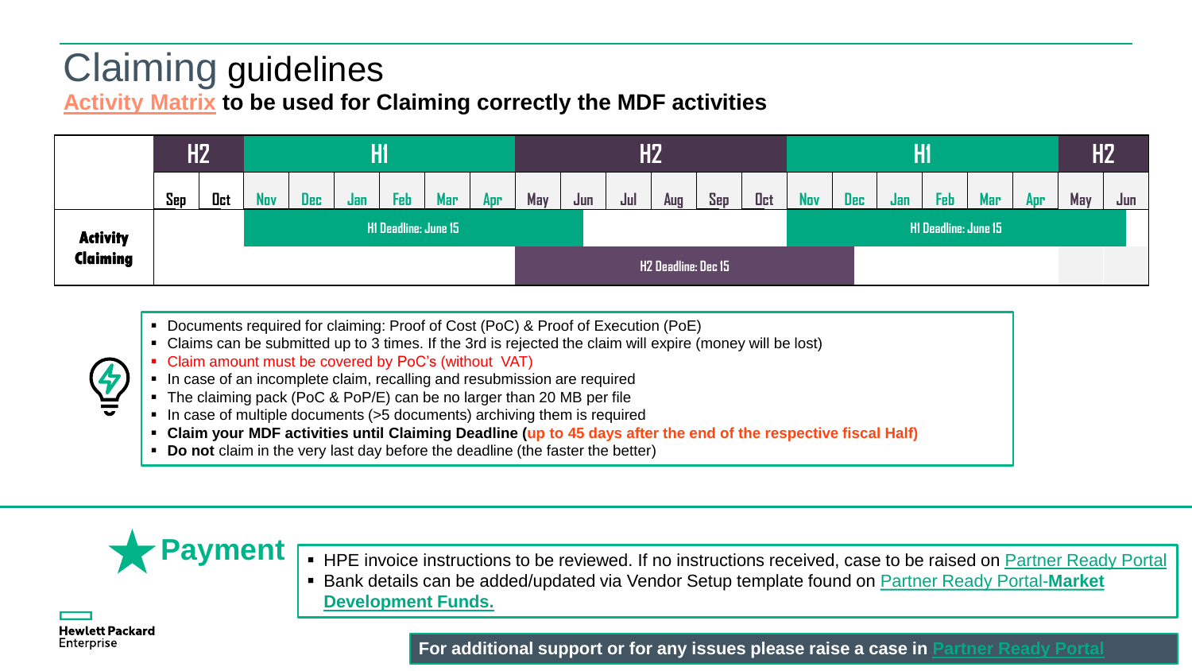# Claiming guidelines

**Activity Matrix to be used for Claiming correctly the MDF activities**

| | H2 | | H1 | | | | | | H2 | | | | | | H1 | | | | | | H2 | |
|---|---|---|---|---|---|---|---|---|---|---|---|---|---|---|---|---|---|---|---|---|---|---|
| | Sep | Oct | Nov | Dec | Jan | Feb | Mar | Apr | May | Jun | Jul | Aug | Sep | Oct | Nov | Dec | Jan | Feb | Mar | Apr | May | Jun |
| **Activity Claiming** | | | H1 Deadline: June 15 | | | | | | | | | | | | H1 Deadline: June 15 | | | | | | | |
| | | | | | | | | | H2 Deadline: Dec 15 | | | | | | | | | | | | | |

- Documents required for claiming: Proof of Cost (PoC) & Proof of Execution (PoE)
- Claims can be submitted up to 3 times. If the 3rd is rejected the claim will expire (money will be lost)
- Claim amount must be covered by PoC's (without VAT)
- In case of an incomplete claim, recalling and resubmission are required
- The claiming pack (PoC & PoP/E) can be no larger than 20 MB per file
- In case of multiple documents (>5 documents) archiving them is required
- **Claim your MDF activities until Claiming Deadline (up to 45 days after the end of the respective fiscal Half)**
- **Do not** claim in the very last day before the deadline (the faster the better)

## Payment

- HPE invoice instructions to be reviewed. If no instructions received, case to be raised on Partner Ready Portal
- Bank details can be added/updated via Vendor Setup template found on Partner Ready Portal-**Market Development Funds.**

**For additional support or for any issues please raise a case in Partner Ready Portal**